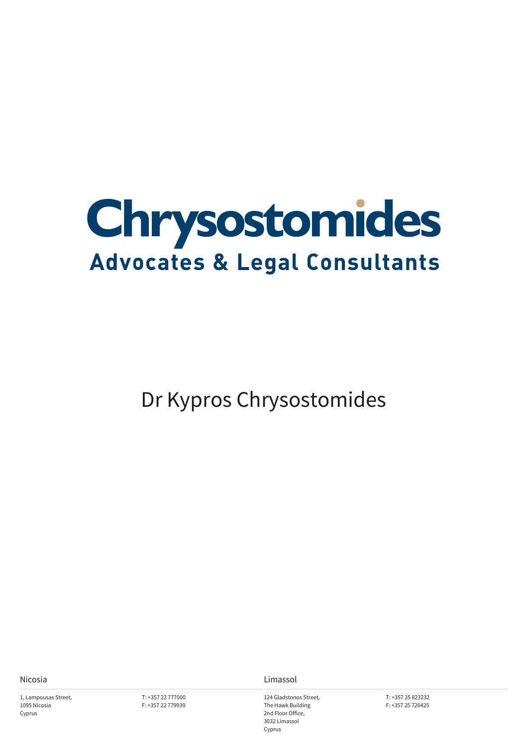# Chrysostomides

## Advocates & Legal Consultants

Dr Kypros Chrysostomides

**Nicosia**

1, Lampousas Street,
1095 Nicosia
Cyprus

T: +357 22 777000
F: +357 22 779939

**Limassol**

124 Gladstonos Street,
The Hawk Building
2nd Floor Office,
3032 Limassol
Cyprus

T: +357 25 823232
F: +357 25 726425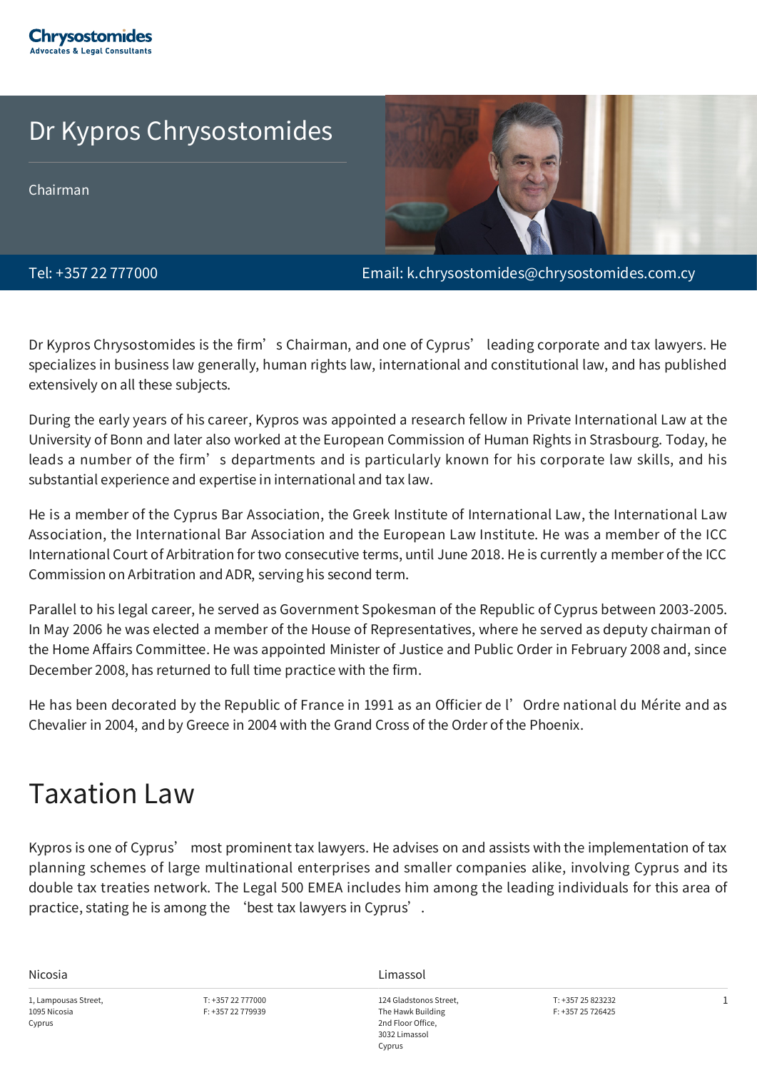# Dr Kypros Chrysostomides

Chairman

Tel: +357 22 777000

Email: k.chrysostomides@chrysostomides.com.cy

Dr Kypros Chrysostomides is the firm's Chairman, and one of Cyprus' leading corporate and tax lawyers. He specializes in business law generally, human rights law, international and constitutional law, and has published extensively on all these subjects.

During the early years of his career, Kypros was appointed a research fellow in Private International Law at the University of Bonn and later also worked at the European Commission of Human Rights in Strasbourg. Today, he leads a number of the firm's departments and is particularly known for his corporate law skills, and his substantial experience and expertise in international and tax law.

He is a member of the Cyprus Bar Association, the Greek Institute of International Law, the International Law Association, the International Bar Association and the European Law Institute. He was a member of the ICC International Court of Arbitration for two consecutive terms, until June 2018. He is currently a member of the ICC Commission on Arbitration and ADR, serving his second term.

Parallel to his legal career, he served as Government Spokesman of the Republic of Cyprus between 2003-2005. In May 2006 he was elected a member of the House of Representatives, where he served as deputy chairman of the Home Affairs Committee. He was appointed Minister of Justice and Public Order in February 2008 and, since December 2008, has returned to full time practice with the firm.

He has been decorated by the Republic of France in 1991 as an Officier de l'Ordre national du Mérite and as Chevalier in 2004, and by Greece in 2004 with the Grand Cross of the Order of the Phoenix.

## Taxation Law

Kypros is one of Cyprus' most prominent tax lawyers. He advises on and assists with the implementation of tax planning schemes of large multinational enterprises and smaller companies alike, involving Cyprus and its double tax treaties network. The Legal 500 EMEA includes him among the leading individuals for this area of practice, stating he is among the 'best tax lawyers in Cyprus'.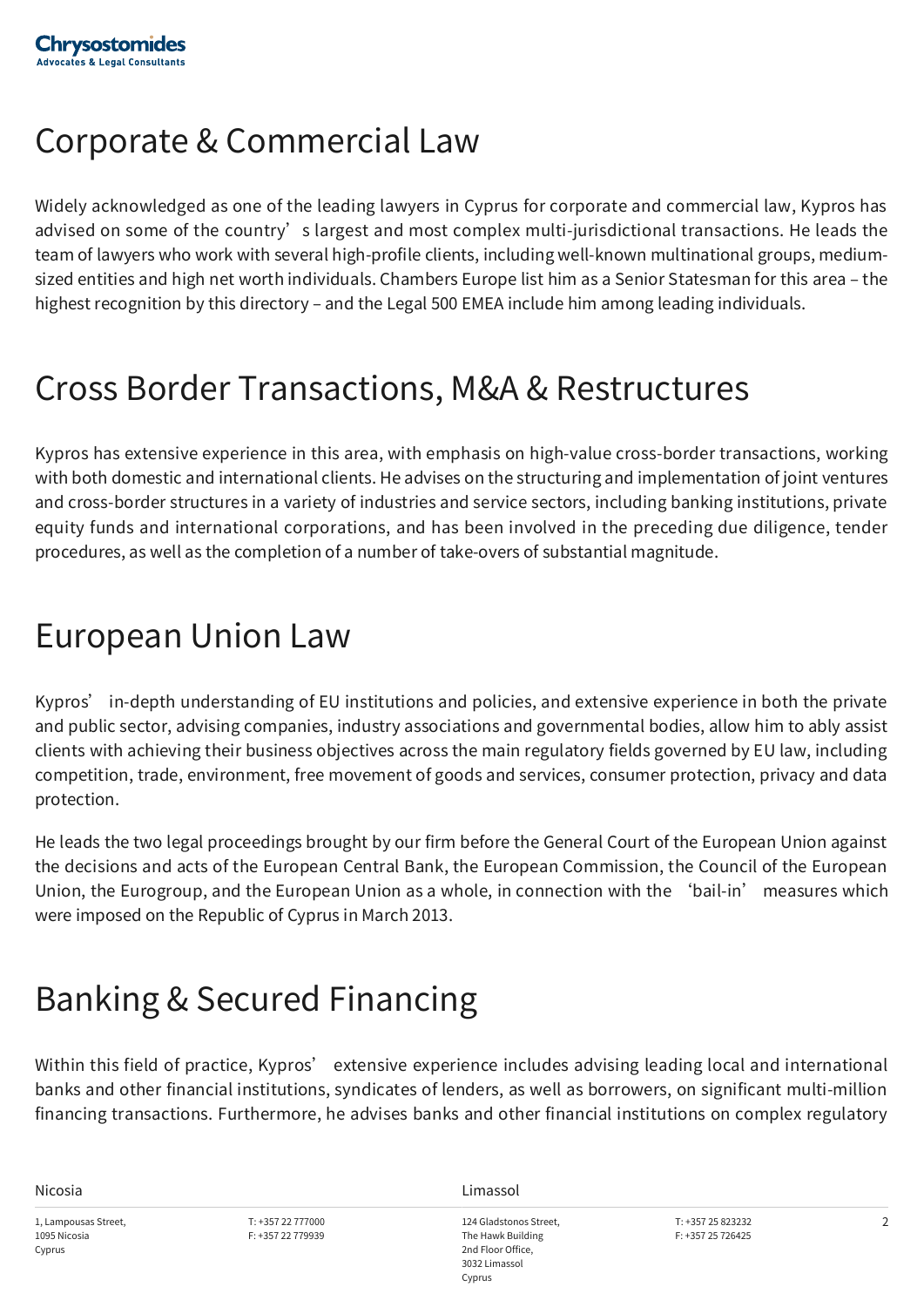# Corporate & Commercial Law

Widely acknowledged as one of the leading lawyers in Cyprus for corporate and commercial law, Kypros has advised on some of the country's largest and most complex multi-jurisdictional transactions. He leads the team of lawyers who work with several high-profile clients, including well-known multinational groups, medium-sized entities and high net worth individuals. Chambers Europe list him as a Senior Statesman for this area – the highest recognition by this directory – and the Legal 500 EMEA include him among leading individuals.

# Cross Border Transactions, M&A & Restructures

Kypros has extensive experience in this area, with emphasis on high-value cross-border transactions, working with both domestic and international clients. He advises on the structuring and implementation of joint ventures and cross-border structures in a variety of industries and service sectors, including banking institutions, private equity funds and international corporations, and has been involved in the preceding due diligence, tender procedures, as well as the completion of a number of take-overs of substantial magnitude.

# European Union Law

Kypros' in-depth understanding of EU institutions and policies, and extensive experience in both the private and public sector, advising companies, industry associations and governmental bodies, allow him to ably assist clients with achieving their business objectives across the main regulatory fields governed by EU law, including competition, trade, environment, free movement of goods and services, consumer protection, privacy and data protection.

He leads the two legal proceedings brought by our firm before the General Court of the European Union against the decisions and acts of the European Central Bank, the European Commission, the Council of the European Union, the Eurogroup, and the European Union as a whole, in connection with the 'bail-in' measures which were imposed on the Republic of Cyprus in March 2013.

# Banking & Secured Financing

Within this field of practice, Kypros' extensive experience includes advising leading local and international banks and other financial institutions, syndicates of lenders, as well as borrowers, on significant multi-million financing transactions. Furthermore, he advises banks and other financial institutions on complex regulatory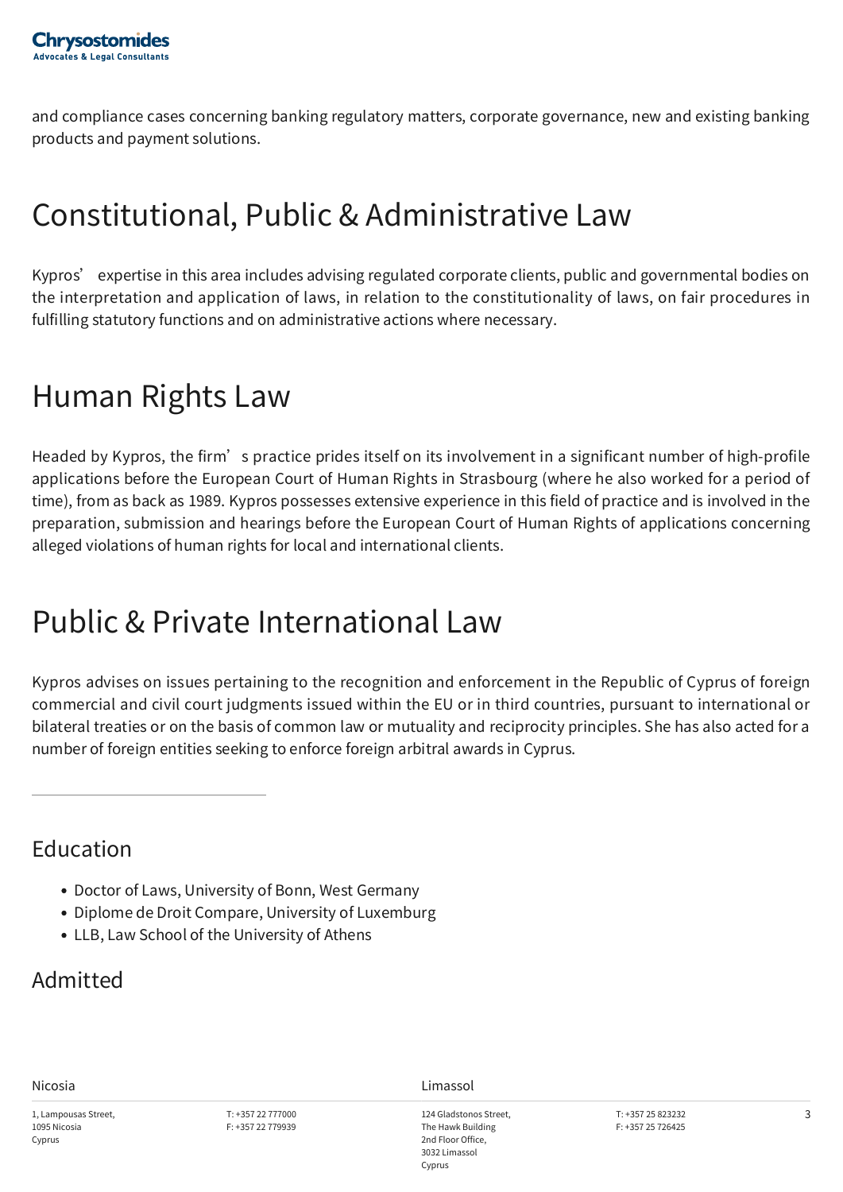and compliance cases concerning banking regulatory matters, corporate governance, new and existing banking products and payment solutions.

## Constitutional, Public & Administrative Law

Kypros' expertise in this area includes advising regulated corporate clients, public and governmental bodies on the interpretation and application of laws, in relation to the constitutionality of laws, on fair procedures in fulfilling statutory functions and on administrative actions where necessary.

## Human Rights Law

Headed by Kypros, the firm's practice prides itself on its involvement in a significant number of high-profile applications before the European Court of Human Rights in Strasbourg (where he also worked for a period of time), from as back as 1989. Kypros possesses extensive experience in this field of practice and is involved in the preparation, submission and hearings before the European Court of Human Rights of applications concerning alleged violations of human rights for local and international clients.

## Public & Private International Law

Kypros advises on issues pertaining to the recognition and enforcement in the Republic of Cyprus of foreign commercial and civil court judgments issued within the EU or in third countries, pursuant to international or bilateral treaties or on the basis of common law or mutuality and reciprocity principles. She has also acted for a number of foreign entities seeking to enforce foreign arbitral awards in Cyprus.

---

### Education

- Doctor of Laws, University of Bonn, West Germany
- Diplome de Droit Compare, University of Luxemburg
- LLB, Law School of the University of Athens

### Admitted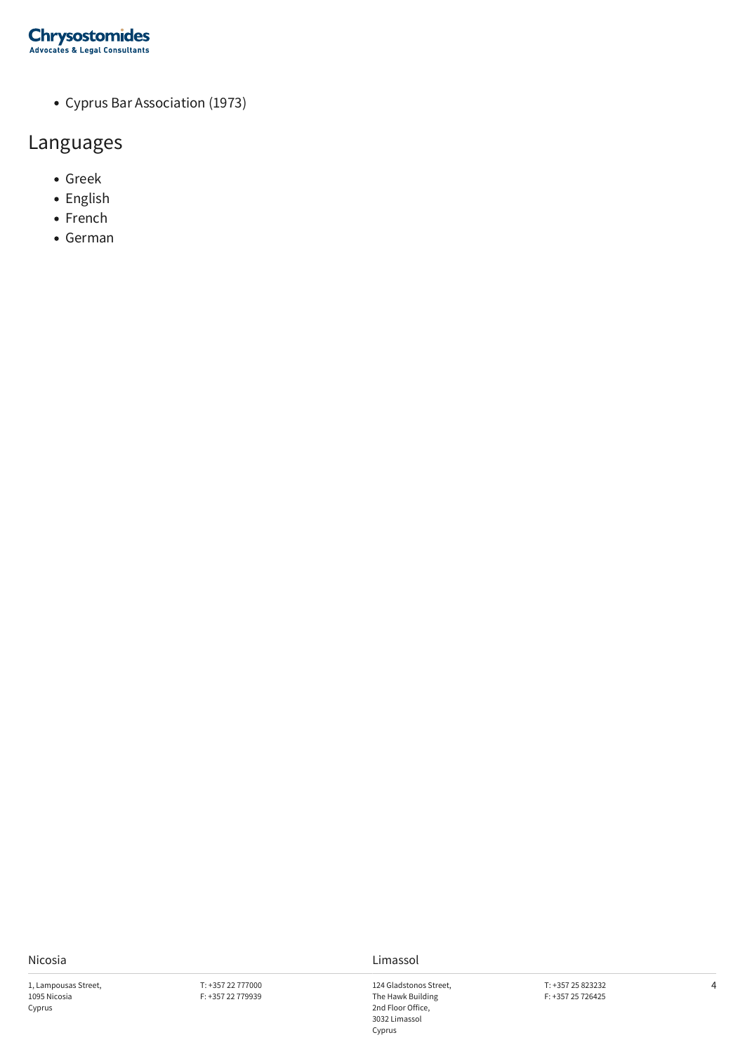- Cyprus Bar Association (1973)

## Languages

- Greek
- English
- French
- German